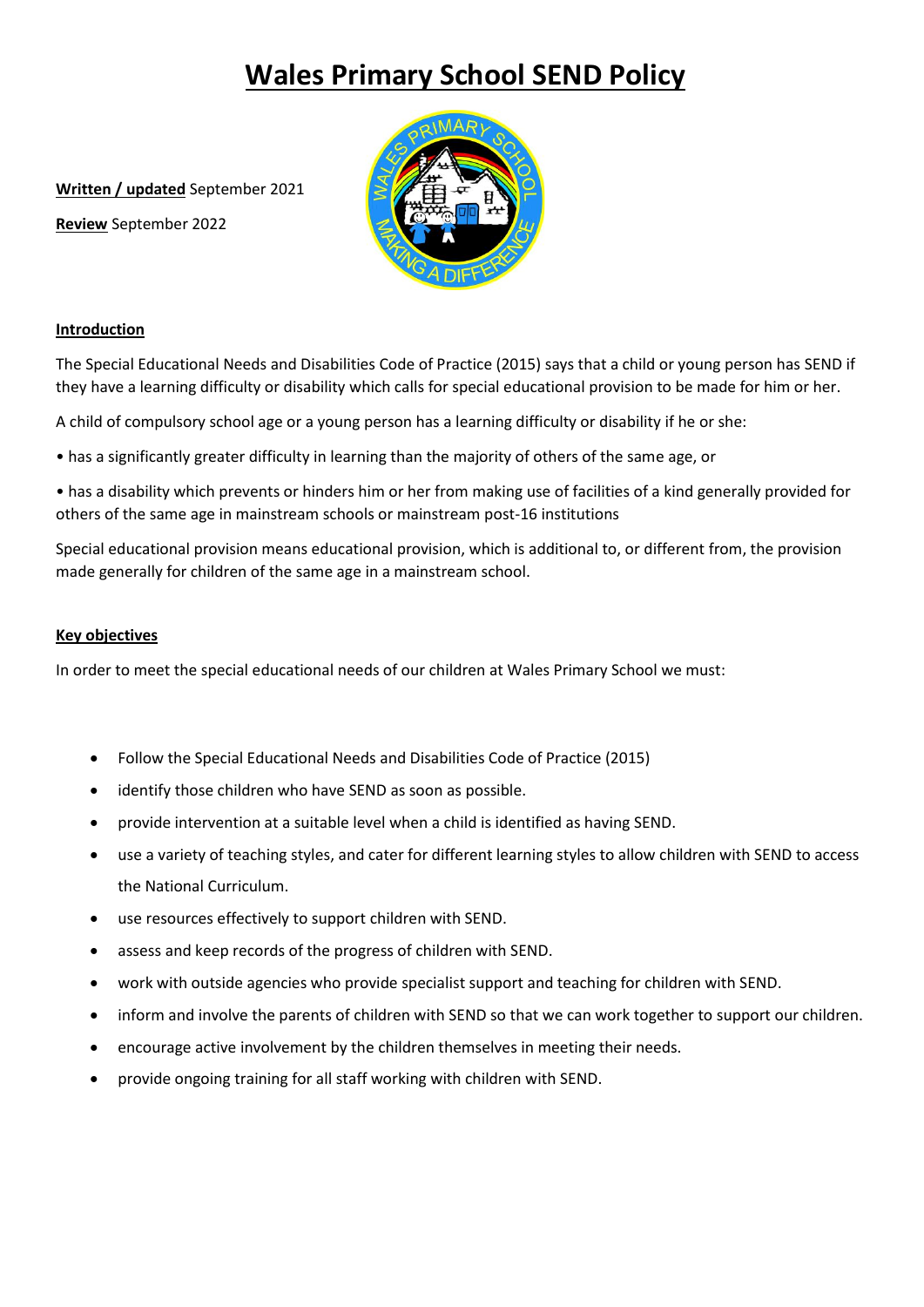# Wales Primary School SEND Policy

**Written / updated** September 2021

**Review** September 2022

## Introduction

The Special Educational Needs and Disabilities Code of Practice (2015) says that a child or young person has SEND if they have a learning difficulty or disability which calls for special educational provision to be made for him or her.

A child of compulsory school age or a young person has a learning difficulty or disability if he or she:

• has a significantly greater difficulty in learning than the majority of others of the same age, or

• has a disability which prevents or hinders him or her from making use of facilities of a kind generally provided for others of the same age in mainstream schools or mainstream post-16 institutions

Special educational provision means educational provision, which is additional to, or different from, the provision made generally for children of the same age in a mainstream school.

## Key objectives

In order to meet the special educational needs of our children at Wales Primary School we must:

- Follow the Special Educational Needs and Disabilities Code of Practice (2015)
- identify those children who have SEND as soon as possible.
- provide intervention at a suitable level when a child is identified as having SEND.
- use a variety of teaching styles, and cater for different learning styles to allow children with SEND to access the National Curriculum.
- use resources effectively to support children with SEND.
- assess and keep records of the progress of children with SEND.
- work with outside agencies who provide specialist support and teaching for children with SEND.
- inform and involve the parents of children with SEND so that we can work together to support our children.
- encourage active involvement by the children themselves in meeting their needs.
- provide ongoing training for all staff working with children with SEND.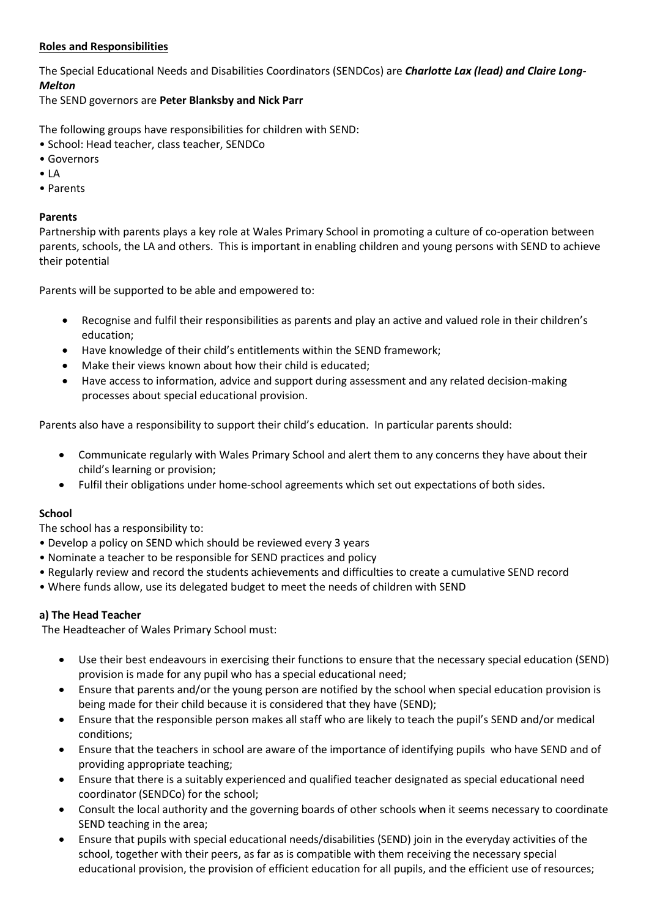**Roles and Responsibilities**

The Special Educational Needs and Disabilities Coordinators (SENDCos) are ***Charlotte Lax (lead) and Claire Long-Melton***

The SEND governors are **Peter Blanksby and Nick Parr**

The following groups have responsibilities for children with SEND:

- School: Head teacher, class teacher, SENDCo
- Governors
- LA
- Parents

**Parents**

Partnership with parents plays a key role at Wales Primary School in promoting a culture of co-operation between parents, schools, the LA and others. This is important in enabling children and young persons with SEND to achieve their potential

Parents will be supported to be able and empowered to:

- Recognise and fulfil their responsibilities as parents and play an active and valued role in their children's education;
- Have knowledge of their child's entitlements within the SEND framework;
- Make their views known about how their child is educated;
- Have access to information, advice and support during assessment and any related decision-making processes about special educational provision.

Parents also have a responsibility to support their child's education. In particular parents should:

- Communicate regularly with Wales Primary School and alert them to any concerns they have about their child's learning or provision;
- Fulfil their obligations under home-school agreements which set out expectations of both sides.

**School**

The school has a responsibility to:

- Develop a policy on SEND which should be reviewed every 3 years
- Nominate a teacher to be responsible for SEND practices and policy
- Regularly review and record the students achievements and difficulties to create a cumulative SEND record
- Where funds allow, use its delegated budget to meet the needs of children with SEND

**a) The Head Teacher**

The Headteacher of Wales Primary School must:

- Use their best endeavours in exercising their functions to ensure that the necessary special education (SEND) provision is made for any pupil who has a special educational need;
- Ensure that parents and/or the young person are notified by the school when special education provision is being made for their child because it is considered that they have (SEND);
- Ensure that the responsible person makes all staff who are likely to teach the pupil's SEND and/or medical conditions;
- Ensure that the teachers in school are aware of the importance of identifying pupils who have SEND and of providing appropriate teaching;
- Ensure that there is a suitably experienced and qualified teacher designated as special educational need coordinator (SENDCo) for the school;
- Consult the local authority and the governing boards of other schools when it seems necessary to coordinate SEND teaching in the area;
- Ensure that pupils with special educational needs/disabilities (SEND) join in the everyday activities of the school, together with their peers, as far as is compatible with them receiving the necessary special educational provision, the provision of efficient education for all pupils, and the efficient use of resources;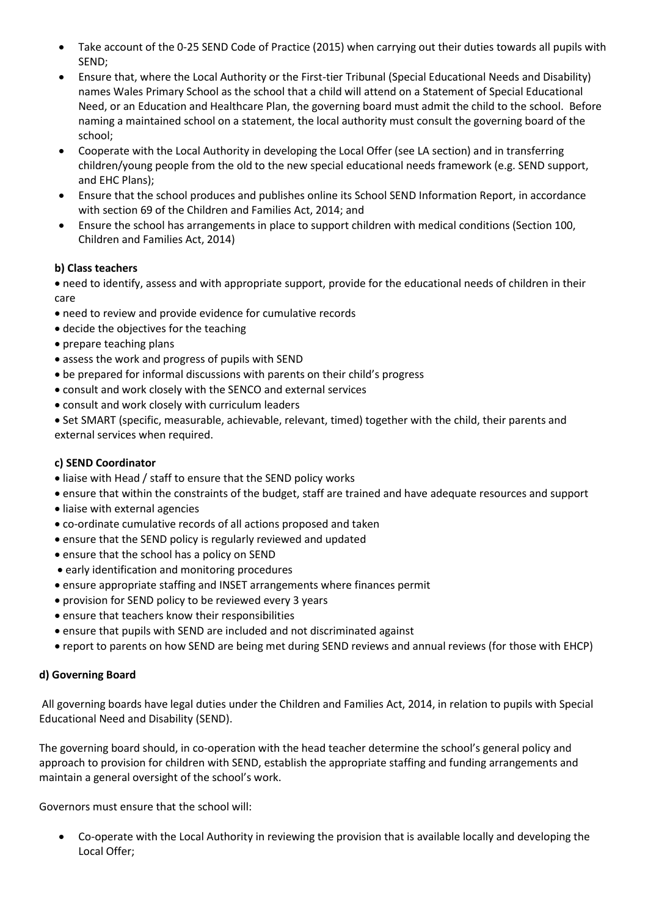- Take account of the 0-25 SEND Code of Practice (2015) when carrying out their duties towards all pupils with SEND;
- Ensure that, where the Local Authority or the First-tier Tribunal (Special Educational Needs and Disability) names Wales Primary School as the school that a child will attend on a Statement of Special Educational Need, or an Education and Healthcare Plan, the governing board must admit the child to the school. Before naming a maintained school on a statement, the local authority must consult the governing board of the school;
- Cooperate with the Local Authority in developing the Local Offer (see LA section) and in transferring children/young people from the old to the new special educational needs framework (e.g. SEND support, and EHC Plans);
- Ensure that the school produces and publishes online its School SEND Information Report, in accordance with section 69 of the Children and Families Act, 2014; and
- Ensure the school has arrangements in place to support children with medical conditions (Section 100, Children and Families Act, 2014)

**b) Class teachers**

- need to identify, assess and with appropriate support, provide for the educational needs of children in their care
- need to review and provide evidence for cumulative records
- decide the objectives for the teaching
- prepare teaching plans
- assess the work and progress of pupils with SEND
- be prepared for informal discussions with parents on their child's progress
- consult and work closely with the SENCO and external services
- consult and work closely with curriculum leaders
- Set SMART (specific, measurable, achievable, relevant, timed) together with the child, their parents and external services when required.

**c) SEND Coordinator**

- liaise with Head / staff to ensure that the SEND policy works
- ensure that within the constraints of the budget, staff are trained and have adequate resources and support
- liaise with external agencies
- co-ordinate cumulative records of all actions proposed and taken
- ensure that the SEND policy is regularly reviewed and updated
- ensure that the school has a policy on SEND
- early identification and monitoring procedures
- ensure appropriate staffing and INSET arrangements where finances permit
- provision for SEND policy to be reviewed every 3 years
- ensure that teachers know their responsibilities
- ensure that pupils with SEND are included and not discriminated against
- report to parents on how SEND are being met during SEND reviews and annual reviews (for those with EHCP)

**d) Governing Board**

All governing boards have legal duties under the Children and Families Act, 2014, in relation to pupils with Special Educational Need and Disability (SEND).

The governing board should, in co-operation with the head teacher determine the school's general policy and approach to provision for children with SEND, establish the appropriate staffing and funding arrangements and maintain a general oversight of the school's work.

Governors must ensure that the school will:

- Co-operate with the Local Authority in reviewing the provision that is available locally and developing the Local Offer;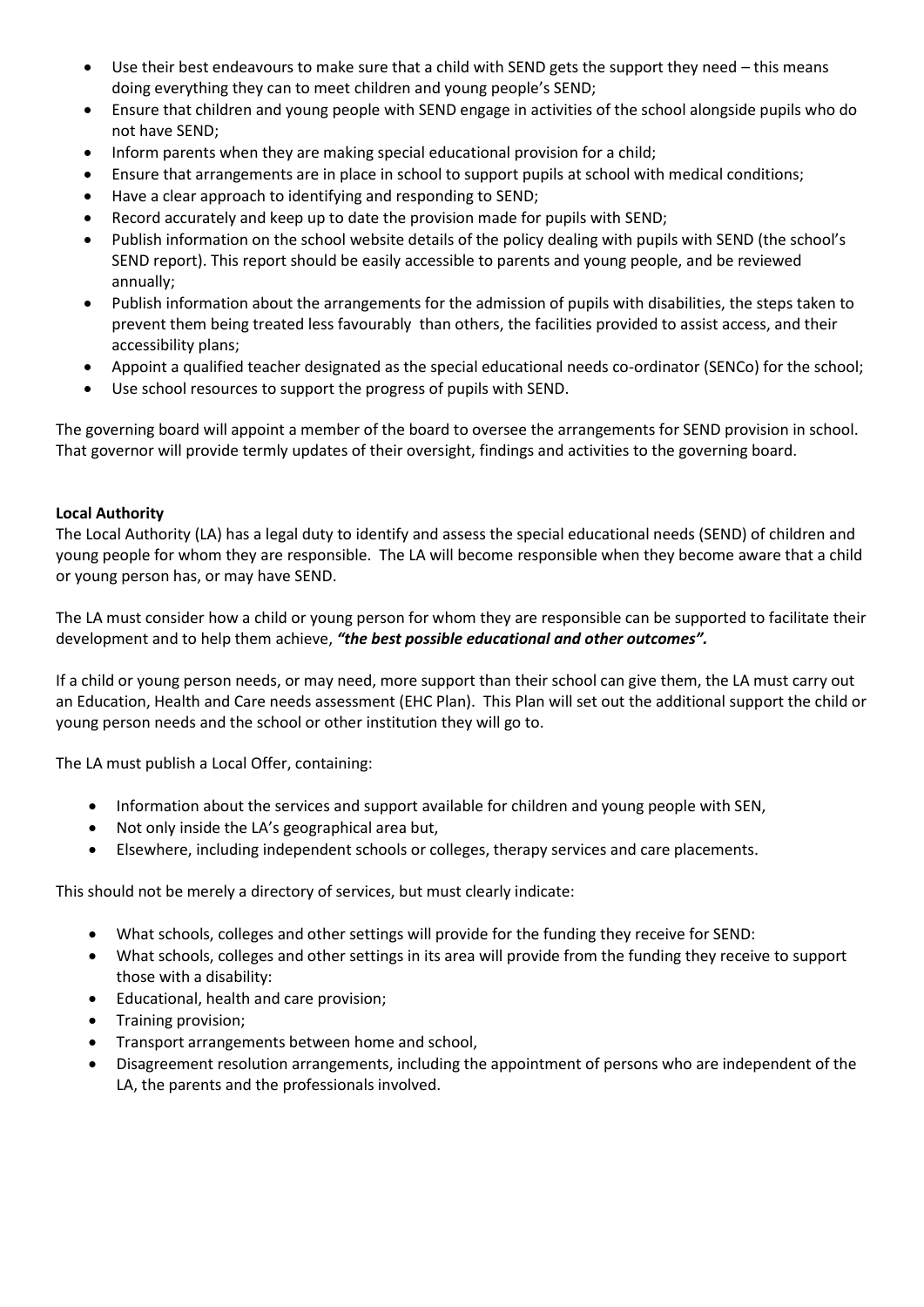- Use their best endeavours to make sure that a child with SEND gets the support they need – this means doing everything they can to meet children and young people's SEND;
- Ensure that children and young people with SEND engage in activities of the school alongside pupils who do not have SEND;
- Inform parents when they are making special educational provision for a child;
- Ensure that arrangements are in place in school to support pupils at school with medical conditions;
- Have a clear approach to identifying and responding to SEND;
- Record accurately and keep up to date the provision made for pupils with SEND;
- Publish information on the school website details of the policy dealing with pupils with SEND (the school's SEND report). This report should be easily accessible to parents and young people, and be reviewed annually;
- Publish information about the arrangements for the admission of pupils with disabilities, the steps taken to prevent them being treated less favourably than others, the facilities provided to assist access, and their accessibility plans;
- Appoint a qualified teacher designated as the special educational needs co-ordinator (SENCo) for the school;
- Use school resources to support the progress of pupils with SEND.

The governing board will appoint a member of the board to oversee the arrangements for SEND provision in school. That governor will provide termly updates of their oversight, findings and activities to the governing board.

**Local Authority**

The Local Authority (LA) has a legal duty to identify and assess the special educational needs (SEND) of children and young people for whom they are responsible. The LA will become responsible when they become aware that a child or young person has, or may have SEND.

The LA must consider how a child or young person for whom they are responsible can be supported to facilitate their development and to help them achieve, ***"the best possible educational and other outcomes".***

If a child or young person needs, or may need, more support than their school can give them, the LA must carry out an Education, Health and Care needs assessment (EHC Plan). This Plan will set out the additional support the child or young person needs and the school or other institution they will go to.

The LA must publish a Local Offer, containing:

- Information about the services and support available for children and young people with SEN,
- Not only inside the LA's geographical area but,
- Elsewhere, including independent schools or colleges, therapy services and care placements.

This should not be merely a directory of services, but must clearly indicate:

- What schools, colleges and other settings will provide for the funding they receive for SEND:
- What schools, colleges and other settings in its area will provide from the funding they receive to support those with a disability:
- Educational, health and care provision;
- Training provision;
- Transport arrangements between home and school,
- Disagreement resolution arrangements, including the appointment of persons who are independent of the LA, the parents and the professionals involved.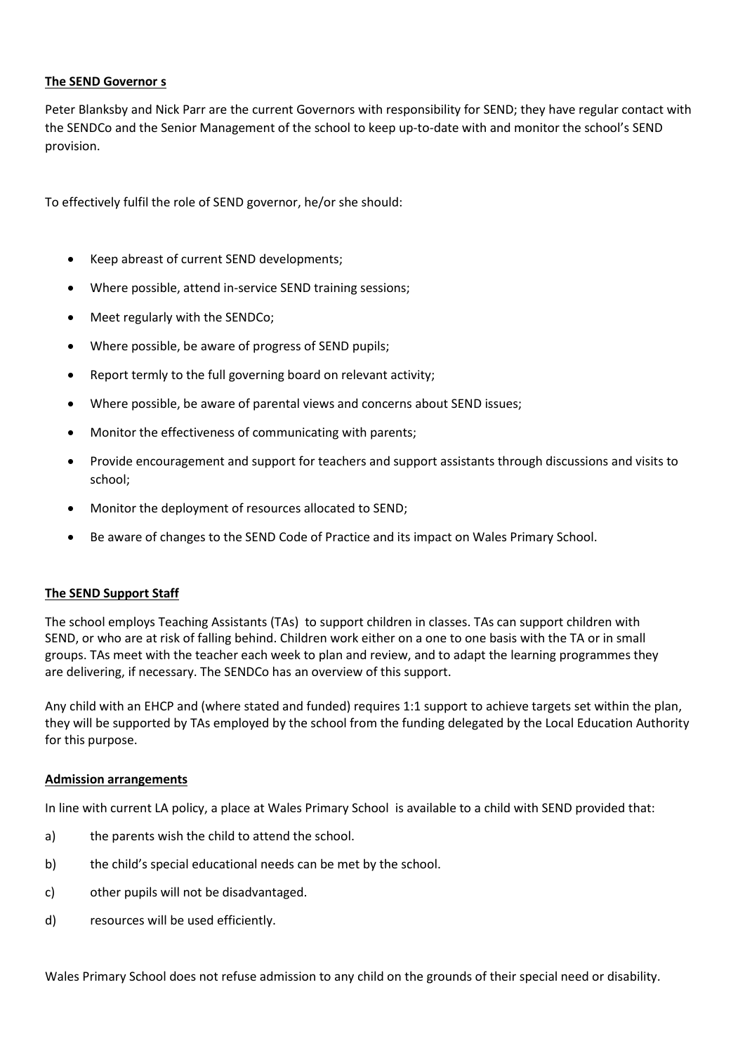**The SEND Governor s**

Peter Blanksby and Nick Parr are the current Governors with responsibility for SEND; they have regular contact with the SENDCo and the Senior Management of the school to keep up-to-date with and monitor the school's SEND provision.

To effectively fulfil the role of SEND governor, he/or she should:

- Keep abreast of current SEND developments;
- Where possible, attend in-service SEND training sessions;
- Meet regularly with the SENDCo;
- Where possible, be aware of progress of SEND pupils;
- Report termly to the full governing board on relevant activity;
- Where possible, be aware of parental views and concerns about SEND issues;
- Monitor the effectiveness of communicating with parents;
- Provide encouragement and support for teachers and support assistants through discussions and visits to school;
- Monitor the deployment of resources allocated to SEND;
- Be aware of changes to the SEND Code of Practice and its impact on Wales Primary School.

**The SEND Support Staff**

The school employs Teaching Assistants (TAs) to support children in classes. TAs can support children with SEND, or who are at risk of falling behind. Children work either on a one to one basis with the TA or in small groups. TAs meet with the teacher each week to plan and review, and to adapt the learning programmes they are delivering, if necessary. The SENDCo has an overview of this support.

Any child with an EHCP and (where stated and funded) requires 1:1 support to achieve targets set within the plan, they will be supported by TAs employed by the school from the funding delegated by the Local Education Authority for this purpose.

**Admission arrangements**

In line with current LA policy, a place at Wales Primary School is available to a child with SEND provided that:

a) the parents wish the child to attend the school.

b) the child's special educational needs can be met by the school.

c) other pupils will not be disadvantaged.

d) resources will be used efficiently.

Wales Primary School does not refuse admission to any child on the grounds of their special need or disability.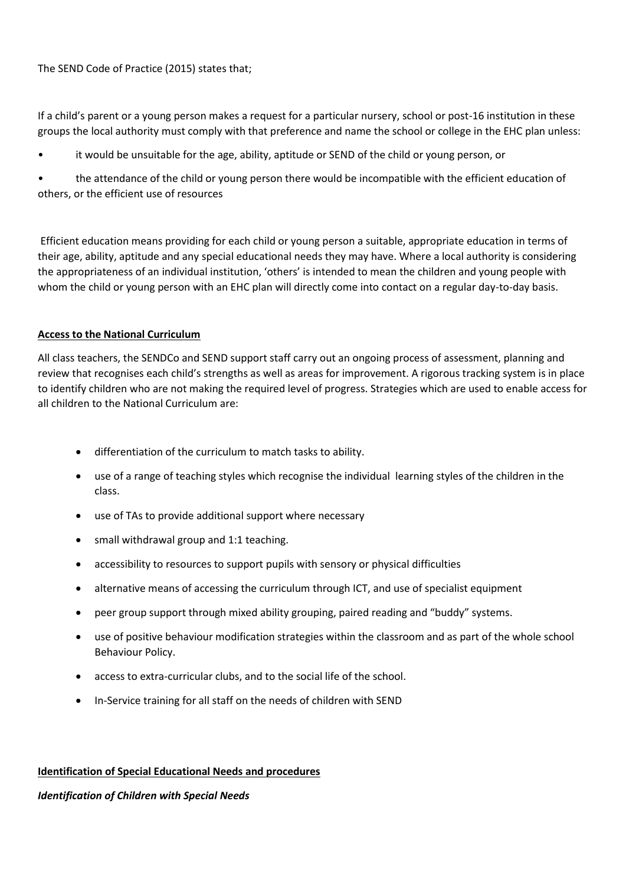The SEND Code of Practice (2015) states that;

If a child's parent or a young person makes a request for a particular nursery, school or post-16 institution in these groups the local authority must comply with that preference and name the school or college in the EHC plan unless:

- it would be unsuitable for the age, ability, aptitude or SEND of the child or young person, or
- the attendance of the child or young person there would be incompatible with the efficient education of others, or the efficient use of resources

Efficient education means providing for each child or young person a suitable, appropriate education in terms of their age, ability, aptitude and any special educational needs they may have. Where a local authority is considering the appropriateness of an individual institution, 'others' is intended to mean the children and young people with whom the child or young person with an EHC plan will directly come into contact on a regular day-to-day basis.

## Access to the National Curriculum

All class teachers, the SENDCo and SEND support staff carry out an ongoing process of assessment, planning and review that recognises each child's strengths as well as areas for improvement. A rigorous tracking system is in place to identify children who are not making the required level of progress. Strategies which are used to enable access for all children to the National Curriculum are:

- differentiation of the curriculum to match tasks to ability.
- use of a range of teaching styles which recognise the individual learning styles of the children in the class.
- use of TAs to provide additional support where necessary
- small withdrawal group and 1:1 teaching.
- accessibility to resources to support pupils with sensory or physical difficulties
- alternative means of accessing the curriculum through ICT, and use of specialist equipment
- peer group support through mixed ability grouping, paired reading and "buddy" systems.
- use of positive behaviour modification strategies within the classroom and as part of the whole school Behaviour Policy.
- access to extra-curricular clubs, and to the social life of the school.
- In-Service training for all staff on the needs of children with SEND

## Identification of Special Educational Needs and procedures

### *Identification of Children with Special Needs*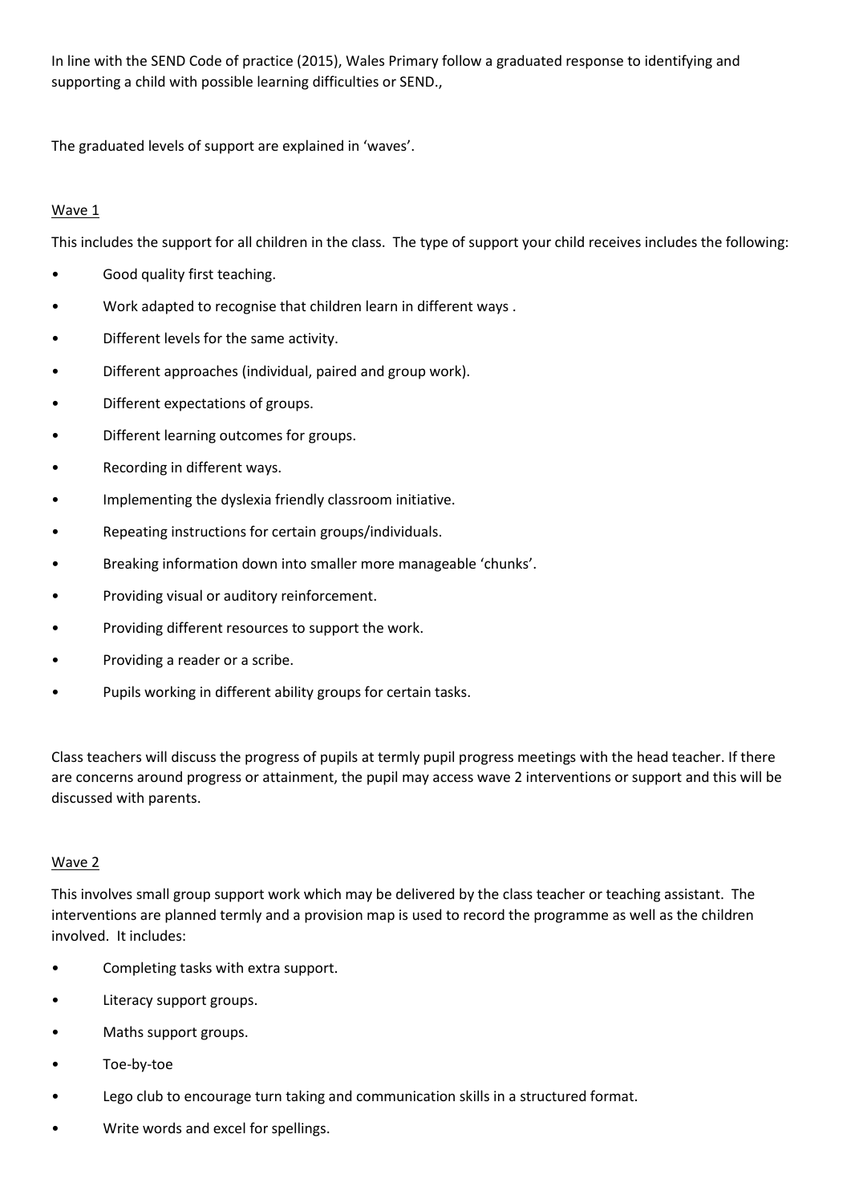In line with the SEND Code of practice (2015), Wales Primary follow a graduated response to identifying and supporting a child with possible learning difficulties or SEND.,

The graduated levels of support are explained in 'waves'.

Wave 1

This includes the support for all children in the class. The type of support your child receives includes the following:

- Good quality first teaching.
- Work adapted to recognise that children learn in different ways .
- Different levels for the same activity.
- Different approaches (individual, paired and group work).
- Different expectations of groups.
- Different learning outcomes for groups.
- Recording in different ways.
- Implementing the dyslexia friendly classroom initiative.
- Repeating instructions for certain groups/individuals.
- Breaking information down into smaller more manageable 'chunks'.
- Providing visual or auditory reinforcement.
- Providing different resources to support the work.
- Providing a reader or a scribe.
- Pupils working in different ability groups for certain tasks.

Class teachers will discuss the progress of pupils at termly pupil progress meetings with the head teacher. If there are concerns around progress or attainment, the pupil may access wave 2 interventions or support and this will be discussed with parents.

Wave 2

This involves small group support work which may be delivered by the class teacher or teaching assistant. The interventions are planned termly and a provision map is used to record the programme as well as the children involved. It includes:

- Completing tasks with extra support.
- Literacy support groups.
- Maths support groups.
- Toe-by-toe
- Lego club to encourage turn taking and communication skills in a structured format.
- Write words and excel for spellings.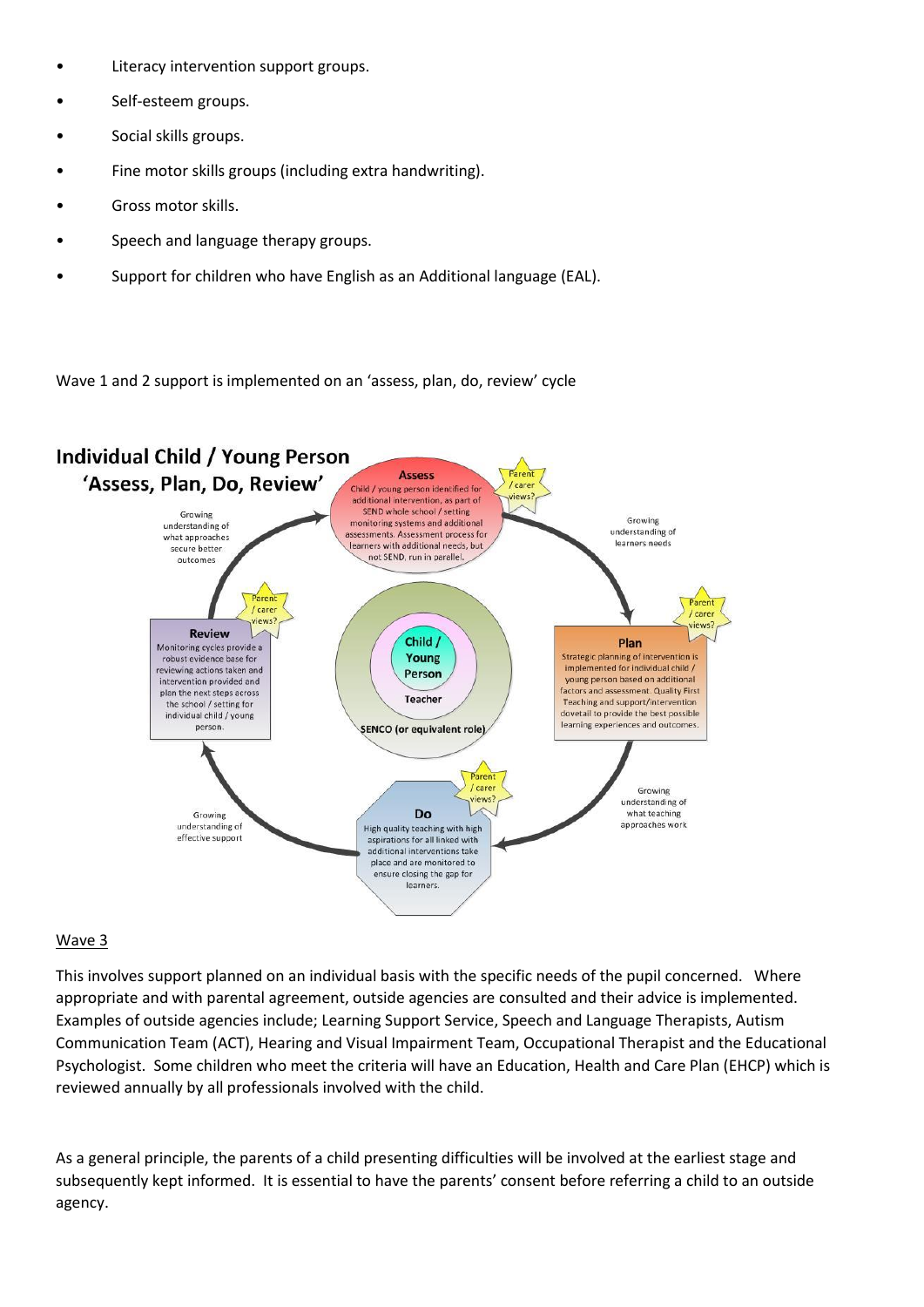- Literacy intervention support groups.
- Self-esteem groups.
- Social skills groups.
- Fine motor skills groups (including extra handwriting).
- Gross motor skills.
- Speech and language therapy groups.
- Support for children who have English as an Additional language (EAL).

Wave 1 and 2 support is implemented on an 'assess, plan, do, review' cycle

**Individual Child / Young Person 'Assess, Plan, Do, Review'**

**Assess** – Child / young person identified for additional intervention, as part of SEND whole school / setting monitoring systems and additional assessments. Assessment process for learners with additional needs, but not SEND, run in perellel.

Parent / carer views?

Growing understanding of learners needs

**Plan** – Strategic planning of intervention is implemented for individual child / young person based on additional factors and assessment. Quality First Teaching and support/intervention dovetail to provide the best possible learning experiences and outcomes.

Parent / carer views?

Growing understanding of what teaching approaches work

**Do** – High quality teaching with high aspirations for all linked with additional interventions take place and are monitored to ensure closing the gap for learners.

Parent / carer views?

Growing understanding of effective support

**Review** – Monitoring cycles provide a robust evidence base for reviewing actions taken and intervention provided and plan the next steps across the school / setting for individual child / young person.

Parent / carer views?

Growing understanding of what approaches secure better outcomes

Child / Young Person – Teacher – SENCO (or equivalent role)

## Wave 3

This involves support planned on an individual basis with the specific needs of the pupil concerned. Where appropriate and with parental agreement, outside agencies are consulted and their advice is implemented. Examples of outside agencies include; Learning Support Service, Speech and Language Therapists, Autism Communication Team (ACT), Hearing and Visual Impairment Team, Occupational Therapist and the Educational Psychologist. Some children who meet the criteria will have an Education, Health and Care Plan (EHCP) which is reviewed annually by all professionals involved with the child.

As a general principle, the parents of a child presenting difficulties will be involved at the earliest stage and subsequently kept informed. It is essential to have the parents' consent before referring a child to an outside agency.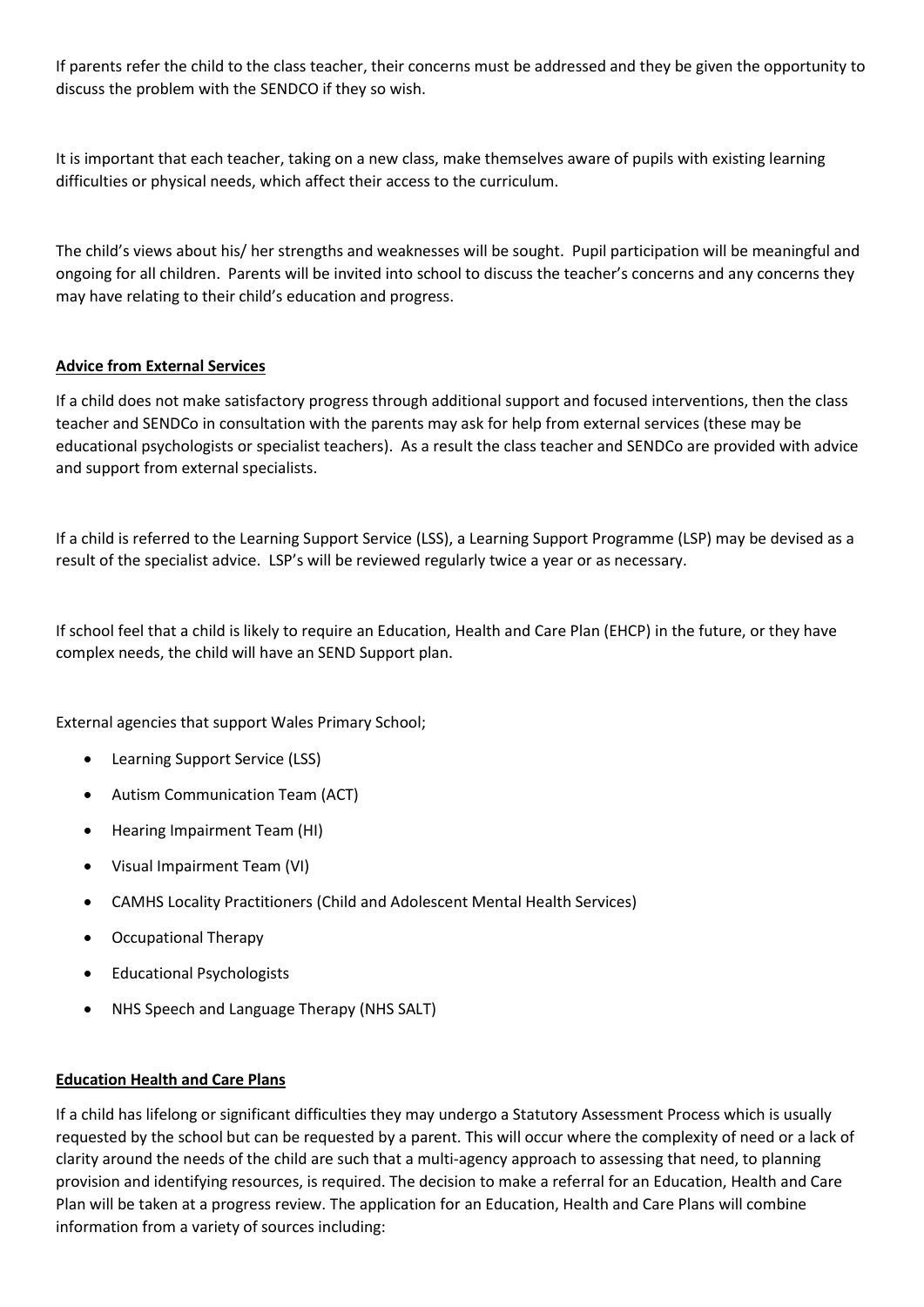If parents refer the child to the class teacher, their concerns must be addressed and they be given the opportunity to discuss the problem with the SENDCO if they so wish.

It is important that each teacher, taking on a new class, make themselves aware of pupils with existing learning difficulties or physical needs, which affect their access to the curriculum.

The child's views about his/ her strengths and weaknesses will be sought. Pupil participation will be meaningful and ongoing for all children. Parents will be invited into school to discuss the teacher's concerns and any concerns they may have relating to their child's education and progress.

**Advice from External Services**

If a child does not make satisfactory progress through additional support and focused interventions, then the class teacher and SENDCo in consultation with the parents may ask for help from external services (these may be educational psychologists or specialist teachers). As a result the class teacher and SENDCo are provided with advice and support from external specialists.

If a child is referred to the Learning Support Service (LSS), a Learning Support Programme (LSP) may be devised as a result of the specialist advice. LSP's will be reviewed regularly twice a year or as necessary.

If school feel that a child is likely to require an Education, Health and Care Plan (EHCP) in the future, or they have complex needs, the child will have an SEND Support plan.

External agencies that support Wales Primary School;

- Learning Support Service (LSS)
- Autism Communication Team (ACT)
- Hearing Impairment Team (HI)
- Visual Impairment Team (VI)
- CAMHS Locality Practitioners (Child and Adolescent Mental Health Services)
- Occupational Therapy
- Educational Psychologists
- NHS Speech and Language Therapy (NHS SALT)

**Education Health and Care Plans**

If a child has lifelong or significant difficulties they may undergo a Statutory Assessment Process which is usually requested by the school but can be requested by a parent. This will occur where the complexity of need or a lack of clarity around the needs of the child are such that a multi-agency approach to assessing that need, to planning provision and identifying resources, is required. The decision to make a referral for an Education, Health and Care Plan will be taken at a progress review. The application for an Education, Health and Care Plans will combine information from a variety of sources including: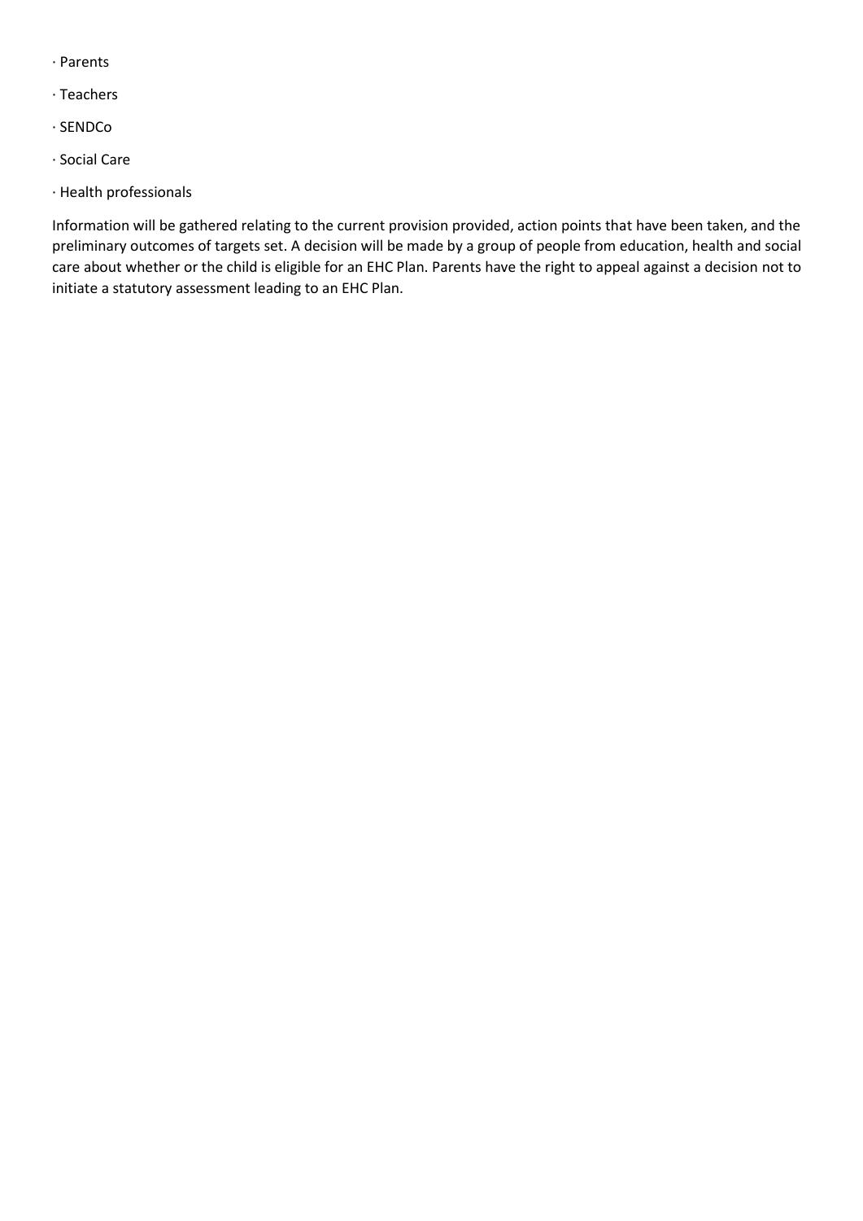- Parents
- Teachers
- SENDCo
- Social Care
- Health professionals

Information will be gathered relating to the current provision provided, action points that have been taken, and the preliminary outcomes of targets set. A decision will be made by a group of people from education, health and social care about whether or the child is eligible for an EHC Plan. Parents have the right to appeal against a decision not to initiate a statutory assessment leading to an EHC Plan.